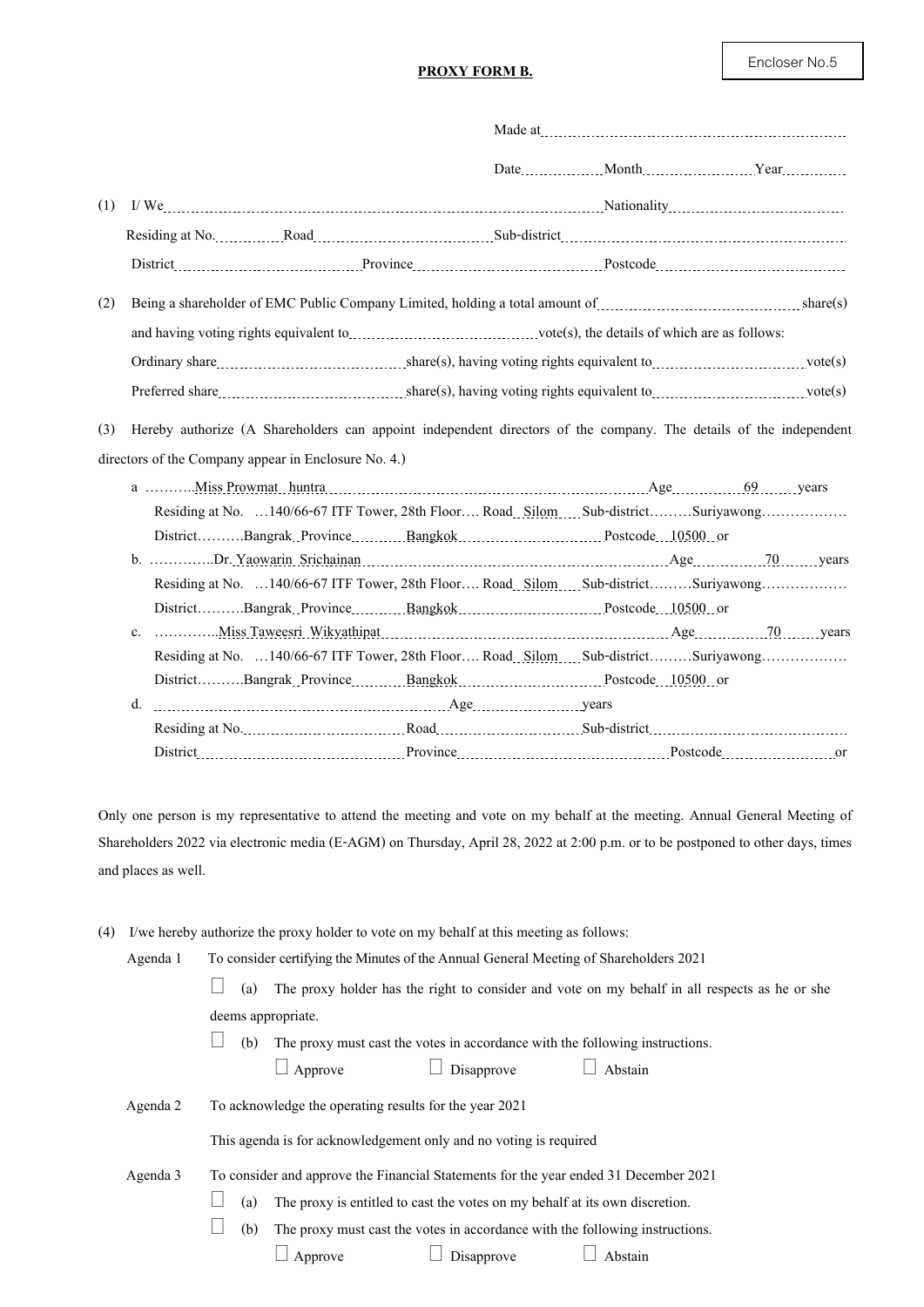Encloser No.5

**PROXY FORM B.**

Made at ................................................................

Date ............... Month ..................... Year ............

(1) I/ We ........................................................................................ Nationality ....................................

Residing at No. ............ Road .............................. Sub-district ..........................................................

District .............................. Province .............................. Postcode ..............................

(2) Being a shareholder of EMC Public Company Limited, holding a total amount of .............................. share(s)

and having voting rights equivalent to .............................. vote(s), the details of which are as follows:

Ordinary share .............................. share(s), having voting rights equivalent to .............................. vote(s)

Preferred share .............................. share(s), having voting rights equivalent to .............................. vote(s)

(3) Hereby authorize (A Shareholders can appoint independent directors of the company. The details of the independent directors of the Company appear in Enclosure No. 4.)

a ..........Miss Prowmat huntra .................................................... Age 69 years

Residing at No. …140/66-67 ITF Tower, 28th Floor…. Road Silom Sub-district………Suriyawong………………

District……….Bangrak Province Bangkok Postcode 10500 or

b. …………..Dr. Yaowarin Srichainan .................................................... Age 70 years

Residing at No. …140/66-67 ITF Tower, 28th Floor…. Road Silom Sub-district………Suriyawong………………

District……….Bangrak Province Bangkok Postcode 10500 or

c. …………..Miss Taweesri Wikyathipat .................................................... Age 70 years

Residing at No. …140/66-67 ITF Tower, 28th Floor…. Road Silom Sub-district………Suriyawong………………

District……….Bangrak Province Bangkok Postcode 10500 or

d. ........................................................ Age ..................... years

Residing at No. .............................. Road .............................. Sub-district ..............................

District .............................. Province .............................. Postcode .................... or

Only one person is my representative to attend the meeting and vote on my behalf at the meeting. Annual General Meeting of Shareholders 2022 via electronic media (E-AGM) on Thursday, April 28, 2022 at 2:00 p.m. or to be postponed to other days, times and places as well.

(4) I/we hereby authorize the proxy holder to vote on my behalf at this meeting as follows:

Agenda 1 To consider certifying the Minutes of the Annual General Meeting of Shareholders 2021

☐ (a) The proxy holder has the right to consider and vote on my behalf in all respects as he or she deems appropriate.

☐ (b) The proxy must cast the votes in accordance with the following instructions.

☐ Approve ☐ Disapprove ☐ Abstain

Agenda 2 To acknowledge the operating results for the year 2021

This agenda is for acknowledgement only and no voting is required

Agenda 3 To consider and approve the Financial Statements for the year ended 31 December 2021

☐ (a) The proxy is entitled to cast the votes on my behalf at its own discretion.

☐ (b) The proxy must cast the votes in accordance with the following instructions.

☐ Approve ☐ Disapprove ☐ Abstain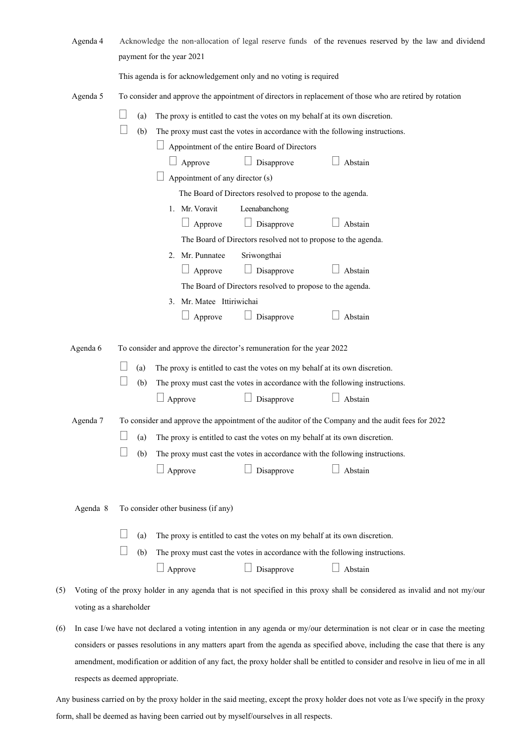Agenda 4 Acknowledge the non-allocation of legal reserve funds of the revenues reserved by the law and dividend payment for the year 2021

This agenda is for acknowledgement only and no voting is required

Agenda 5 To consider and approve the appointment of directors in replacement of those who are retired by rotation

☐ (a) The proxy is entitled to cast the votes on my behalf at its own discretion.

☐ (b) The proxy must cast the votes in accordance with the following instructions.

☐ Appointment of the entire Board of Directors

☐ Approve ☐ Disapprove ☐ Abstain

☐ Appointment of any director (s)

The Board of Directors resolved to propose to the agenda.

1. Mr. Voravit Leenabanchong

☐ Approve ☐ Disapprove ☐ Abstain

The Board of Directors resolved not to propose to the agenda.

2. Mr. Punnatee Sriwongthai

☐ Approve ☐ Disapprove ☐ Abstain

The Board of Directors resolved to propose to the agenda.

3. Mr. Matee Ittiriwichai

☐ Approve ☐ Disapprove ☐ Abstain

Agenda 6 To consider and approve the director's remuneration for the year 2022

☐ (a) The proxy is entitled to cast the votes on my behalf at its own discretion.

☐ (b) The proxy must cast the votes in accordance with the following instructions.

☐ Approve ☐ Disapprove ☐ Abstain

Agenda 7 To consider and approve the appointment of the auditor of the Company and the audit fees for 2022

☐ (a) The proxy is entitled to cast the votes on my behalf at its own discretion.

☐ (b) The proxy must cast the votes in accordance with the following instructions.

☐ Approve ☐ Disapprove ☐ Abstain

Agenda 8 To consider other business (if any)

☐ (a) The proxy is entitled to cast the votes on my behalf at its own discretion.

☐ (b) The proxy must cast the votes in accordance with the following instructions.

☐ Approve ☐ Disapprove ☐ Abstain

(5) Voting of the proxy holder in any agenda that is not specified in this proxy shall be considered as invalid and not my/our voting as a shareholder

(6) In case I/we have not declared a voting intention in any agenda or my/our determination is not clear or in case the meeting considers or passes resolutions in any matters apart from the agenda as specified above, including the case that there is any amendment, modification or addition of any fact, the proxy holder shall be entitled to consider and resolve in lieu of me in all respects as deemed appropriate.

Any business carried on by the proxy holder in the said meeting, except the proxy holder does not vote as I/we specify in the proxy form, shall be deemed as having been carried out by myself/ourselves in all respects.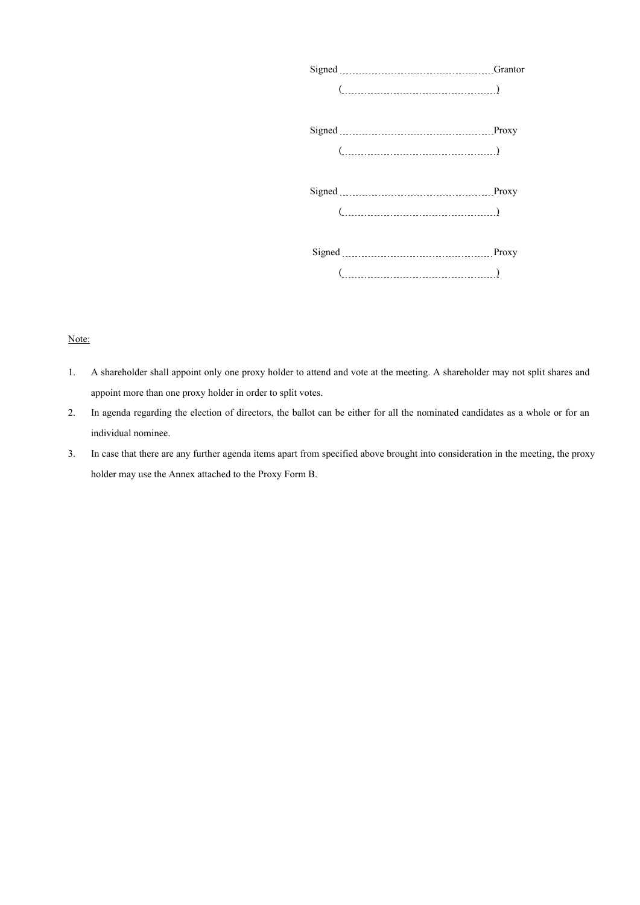Signed ............................................ Grantor

( ............................................ )

Signed ............................................ Proxy

( ............................................ )

Signed ............................................ Proxy

( ............................................ )

Signed ............................................ Proxy

( ............................................ )

<u>Note:</u>

1. A shareholder shall appoint only one proxy holder to attend and vote at the meeting. A shareholder may not split shares and appoint more than one proxy holder in order to split votes.
2. In agenda regarding the election of directors, the ballot can be either for all the nominated candidates as a whole or for an individual nominee.
3. In case that there are any further agenda items apart from specified above brought into consideration in the meeting, the proxy holder may use the Annex attached to the Proxy Form B.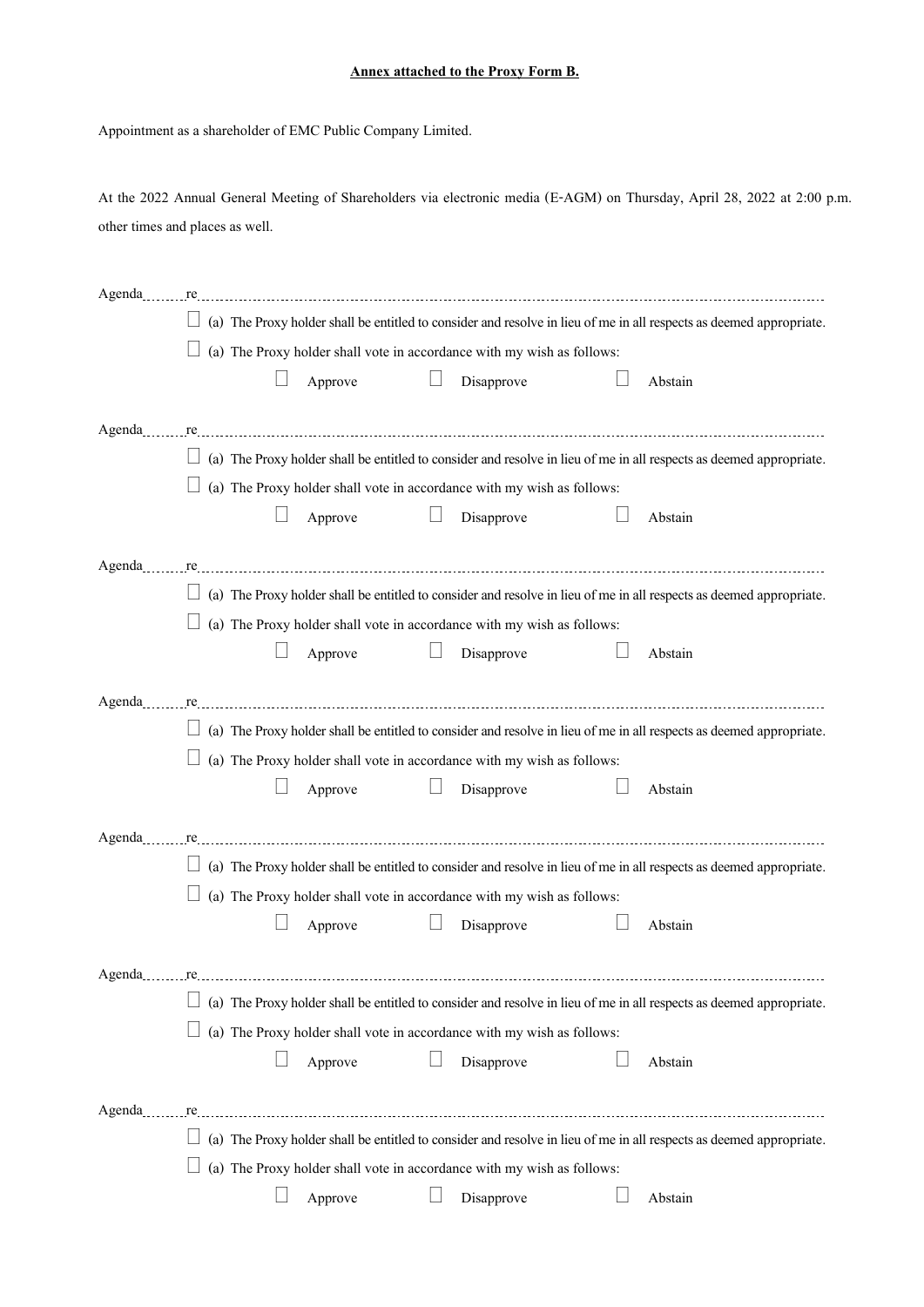**Annex attached to the Proxy Form B.**

Appointment as a shareholder of EMC Public Company Limited.

At the 2022 Annual General Meeting of Shareholders via electronic media (E-AGM) on Thursday, April 28, 2022 at 2:00 p.m. other times and places as well.

Agenda.........re..........................................................................................................................................................

☐ (a) The Proxy holder shall be entitled to consider and resolve in lieu of me in all respects as deemed appropriate.

☐ (a) The Proxy holder shall vote in accordance with my wish as follows:

☐ Approve ☐ Disapprove ☐ Abstain

Agenda.........re..........................................................................................................................................................

☐ (a) The Proxy holder shall be entitled to consider and resolve in lieu of me in all respects as deemed appropriate.

☐ (a) The Proxy holder shall vote in accordance with my wish as follows:

☐ Approve ☐ Disapprove ☐ Abstain

Agenda.........re..........................................................................................................................................................

☐ (a) The Proxy holder shall be entitled to consider and resolve in lieu of me in all respects as deemed appropriate.

☐ (a) The Proxy holder shall vote in accordance with my wish as follows:

☐ Approve ☐ Disapprove ☐ Abstain

Agenda.........re..........................................................................................................................................................

☐ (a) The Proxy holder shall be entitled to consider and resolve in lieu of me in all respects as deemed appropriate.

☐ (a) The Proxy holder shall vote in accordance with my wish as follows:

☐ Approve ☐ Disapprove ☐ Abstain

Agenda.........re..........................................................................................................................................................

☐ (a) The Proxy holder shall be entitled to consider and resolve in lieu of me in all respects as deemed appropriate.

☐ (a) The Proxy holder shall vote in accordance with my wish as follows:

☐ Approve ☐ Disapprove ☐ Abstain

Agenda.........re..........................................................................................................................................................

☐ (a) The Proxy holder shall be entitled to consider and resolve in lieu of me in all respects as deemed appropriate.

☐ (a) The Proxy holder shall vote in accordance with my wish as follows:

☐ Approve ☐ Disapprove ☐ Abstain

Agenda.........re..........................................................................................................................................................

☐ (a) The Proxy holder shall be entitled to consider and resolve in lieu of me in all respects as deemed appropriate.

☐ (a) The Proxy holder shall vote in accordance with my wish as follows:

☐ Approve ☐ Disapprove ☐ Abstain